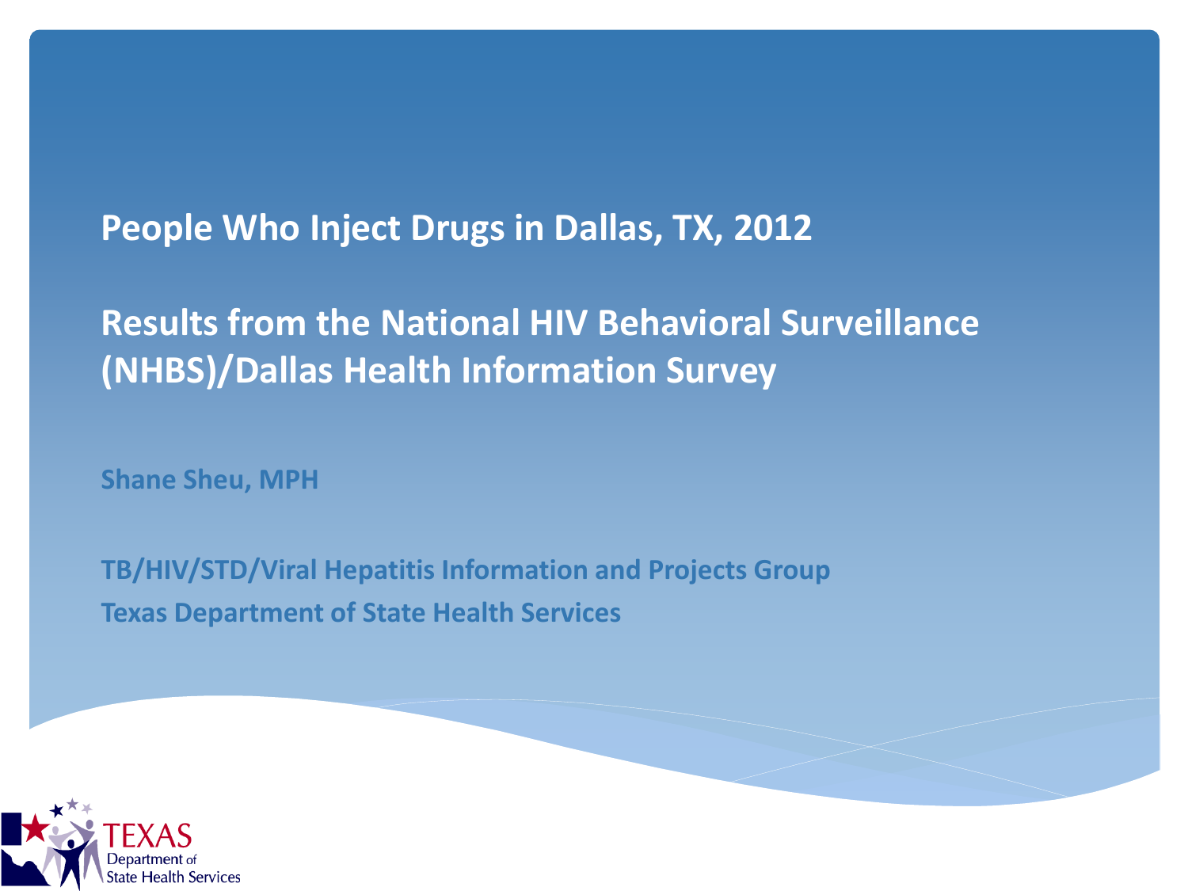# People Who Inject Drugs in Dallas, TX, 2012

## Results from the National HIV Behavioral Surveillance (NHBS)/Dallas Health Information Survey

**Shane Sheu, MPH**

**TB/HIV/STD/Viral Hepatitis Information and Projects Group**

**Texas Department of State Health Services**

TEXAS Department of State Health Services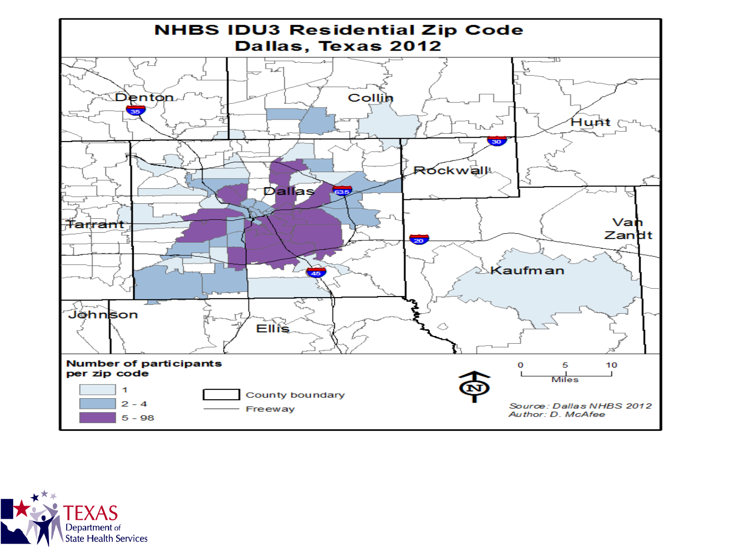# NHBS IDU3 Residential Zip Code
## Dallas, Texas 2012

Denton, Collin, Hunt, Rockwall, Dallas, Tarrant, Van Zandt, Kaufman, Johnson, Ellis

**Number of participants per zip code**

- 1
- 2 - 4
- 5 - 98

County boundary

Freeway

0 5 10
Miles

*Source: Dallas NHBS 2012*
*Author: D. McAfee*

TEXAS Department of State Health Services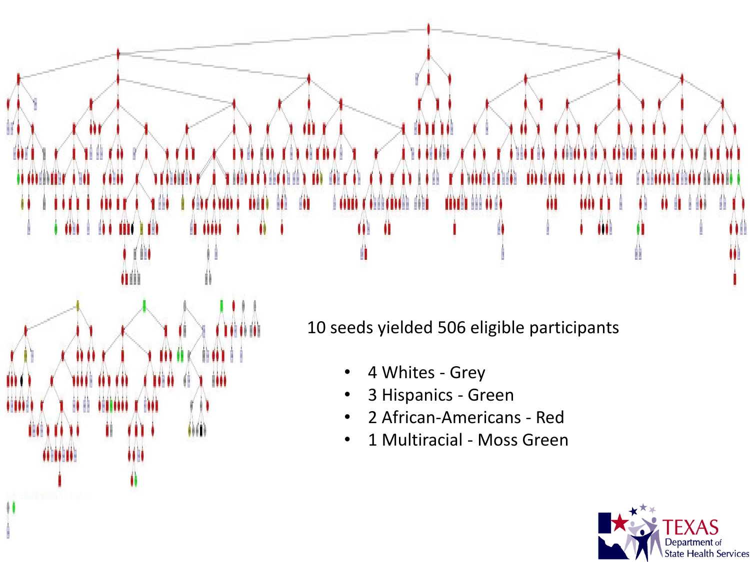10 seeds yielded 506 eligible participants

- 4 Whites - Grey
- 3 Hispanics - Green
- 2 African-Americans - Red
- 1 Multiracial - Moss Green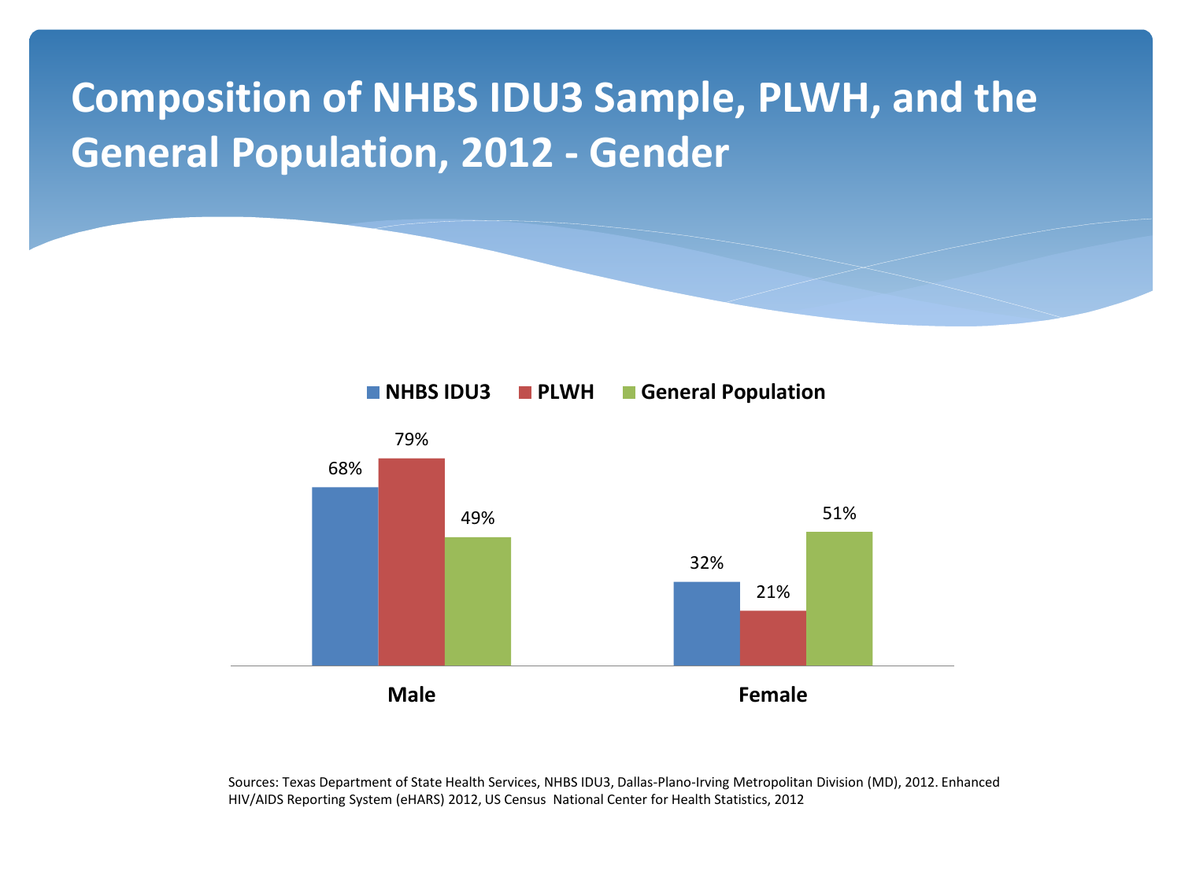# Composition of NHBS IDU3 Sample, PLWH, and the General Population, 2012 - Gender

| | NHBS IDU3 | PLWH | General Population |
|---|---|---|---|
| Male | 68% | 79% | 49% |
| Female | 32% | 21% | 51% |

Sources: Texas Department of State Health Services, NHBS IDU3, Dallas-Plano-Irving Metropolitan Division (MD), 2012. Enhanced HIV/AIDS Reporting System (eHARS) 2012, US Census National Center for Health Statistics, 2012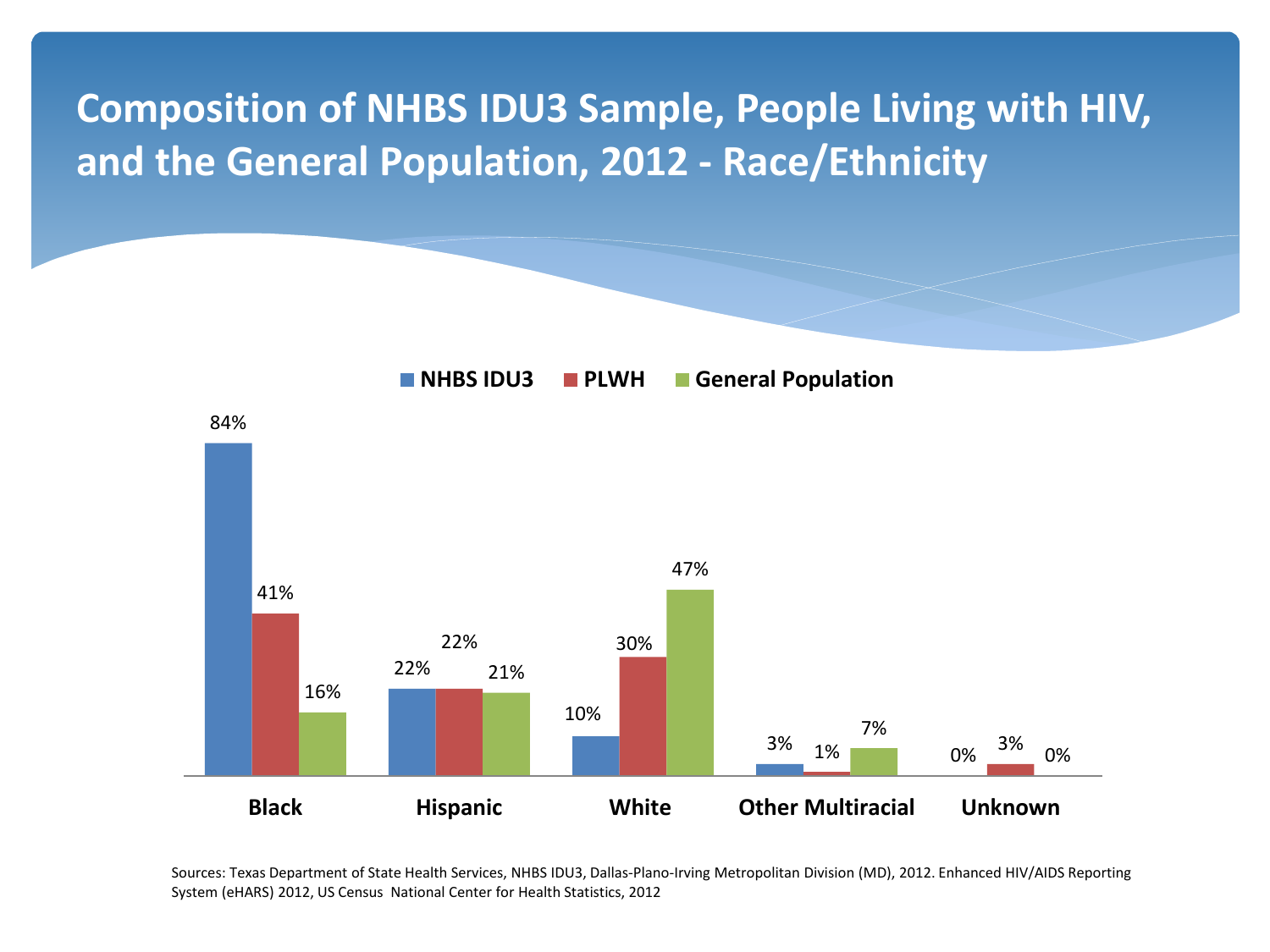# Composition of NHBS IDU3 Sample, People Living with HIV, and the General Population, 2012 - Race/Ethnicity

| | NHBS IDU3 | PLWH | General Population |
|---|---|---|---|
| Black | 84% | 41% | 16% |
| Hispanic | 22% | 22% | 21% |
| White | 10% | 30% | 47% |
| Other Multiracial | 3% | 1% | 7% |
| Unknown | 0% | 3% | 0% |

Sources: Texas Department of State Health Services, NHBS IDU3, Dallas-Plano-Irving Metropolitan Division (MD), 2012. Enhanced HIV/AIDS Reporting System (eHARS) 2012, US Census National Center for Health Statistics, 2012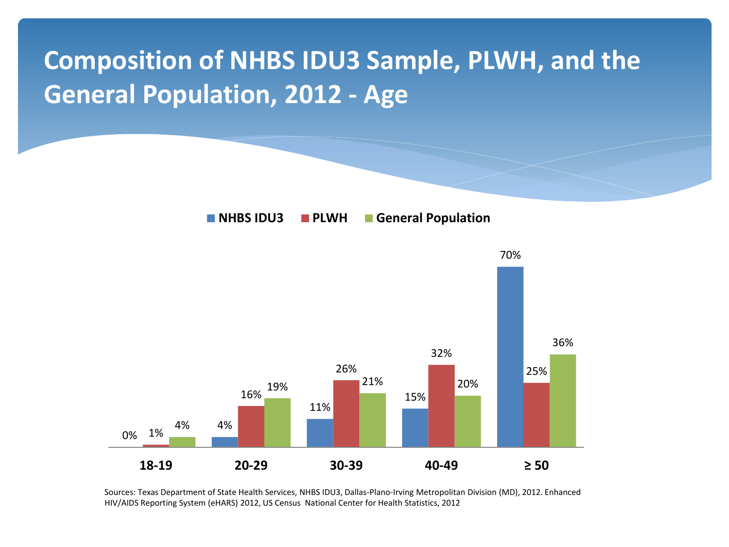# Composition of NHBS IDU3 Sample, PLWH, and the General Population, 2012 - Age

| Age | NHBS IDU3 | PLWH | General Population |
|---|---|---|---|
| 18-19 | 0% | 1% | 4% |
| 20-29 | 4% | 16% | 19% |
| 30-39 | 11% | 26% | 21% |
| 40-49 | 15% | 32% | 20% |
| ≥ 50 | 70% | 25% | 36% |

Sources: Texas Department of State Health Services, NHBS IDU3, Dallas-Plano-Irving Metropolitan Division (MD), 2012. Enhanced HIV/AIDS Reporting System (eHARS) 2012, US Census National Center for Health Statistics, 2012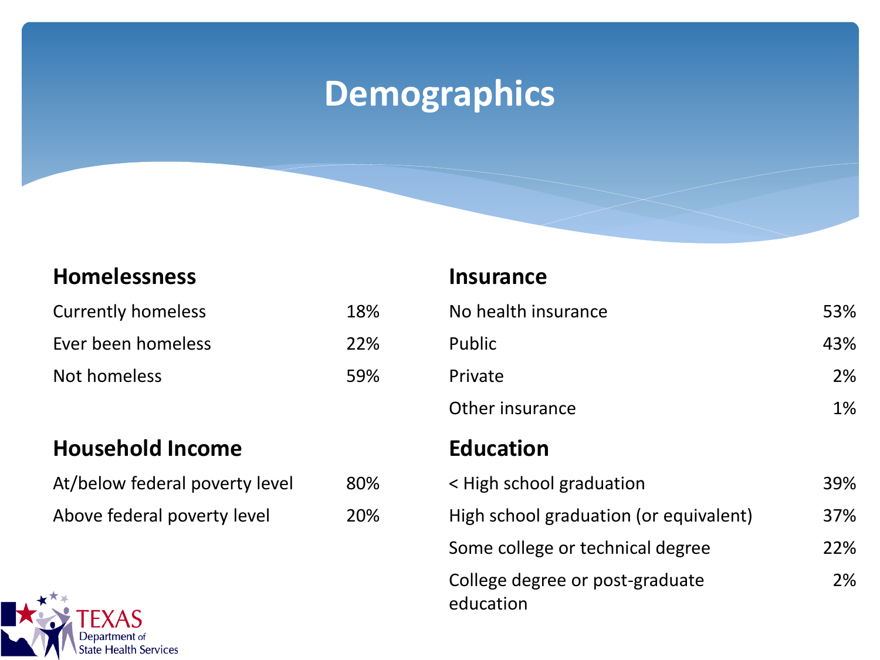# Demographics

## Homelessness

| | |
|---|---|
| Currently homeless | 18% |
| Ever been homeless | 22% |
| Not homeless | 59% |

## Household Income

| | |
|---|---|
| At/below federal poverty level | 80% |
| Above federal poverty level | 20% |

## Insurance

| | |
|---|---|
| No health insurance | 53% |
| Public | 43% |
| Private | 2% |
| Other insurance | 1% |

## Education

| | |
|---|---|
| < High school graduation | 39% |
| High school graduation (or equivalent) | 37% |
| Some college or technical degree | 22% |
| College degree or post-graduate education | 2% |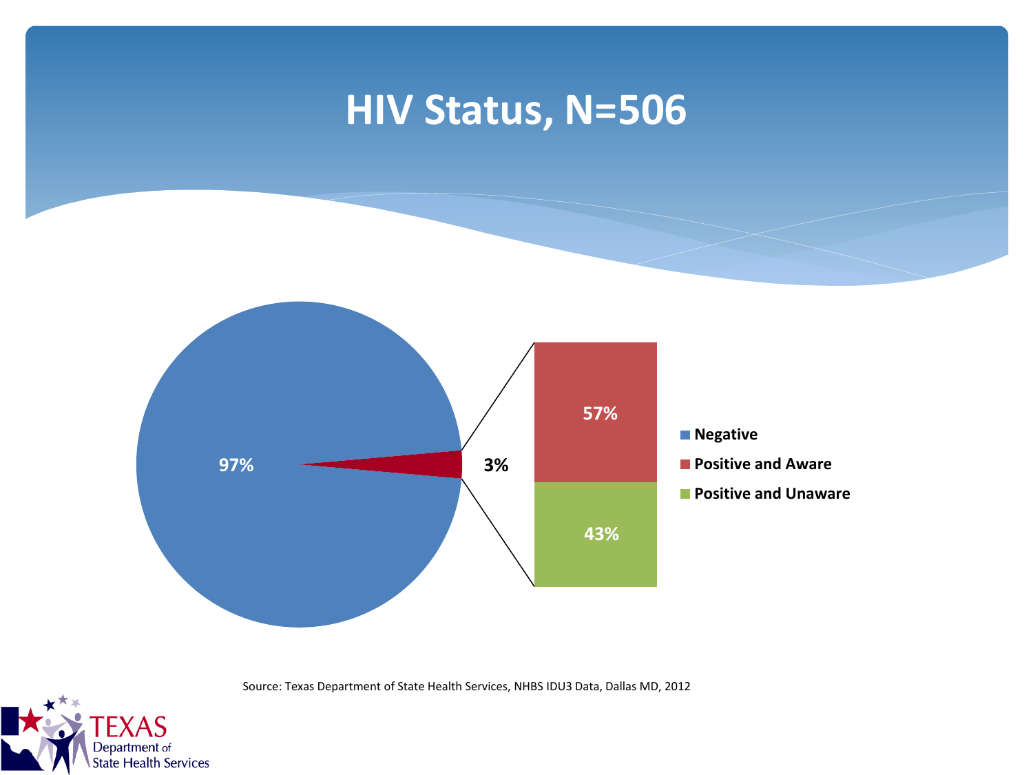# HIV Status, N=506

97%

3%

57%

43%

- Negative
- Positive and Aware
- Positive and Unaware

Source: Texas Department of State Health Services, NHBS IDU3 Data, Dallas MD, 2012

TEXAS Department of State Health Services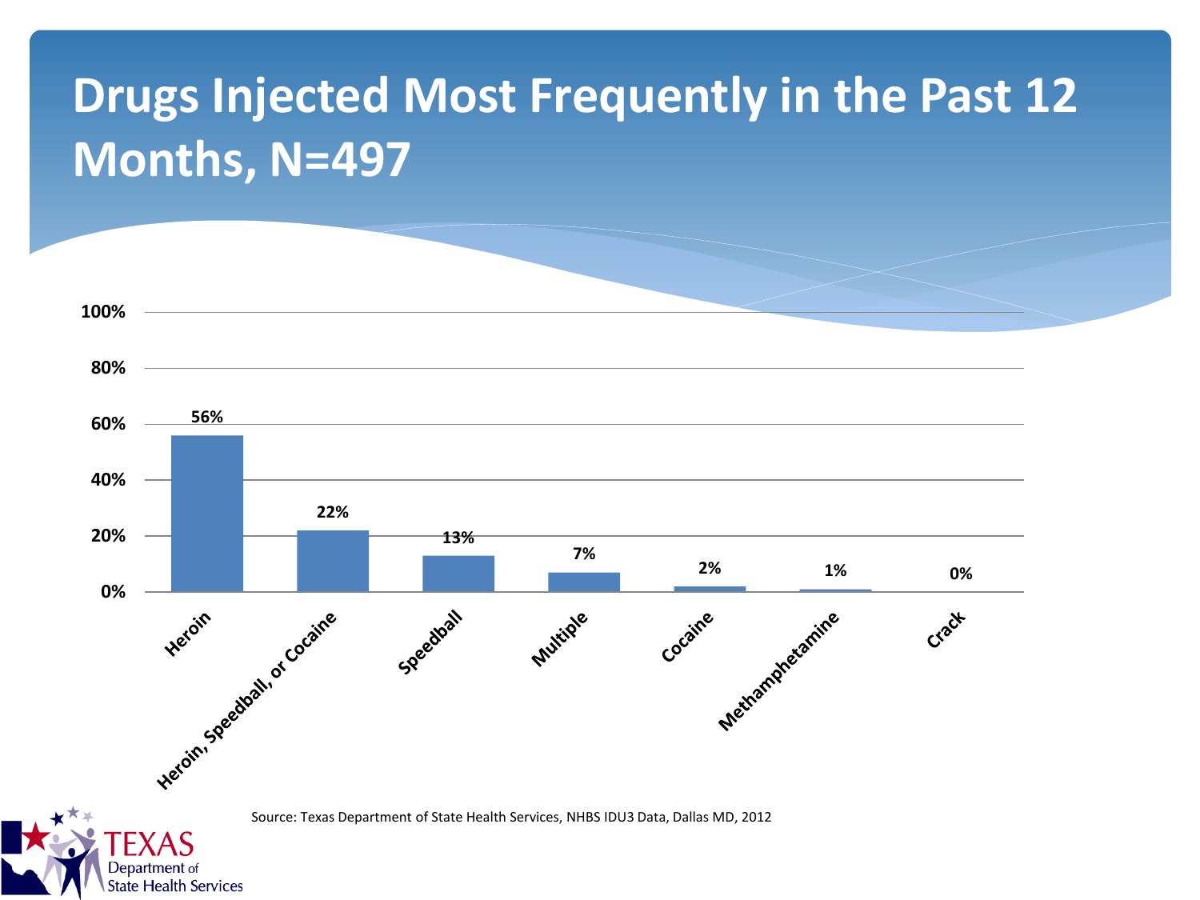# Drugs Injected Most Frequently in the Past 12 Months, N=497

| Drug | Percent |
|---|---|
| Heroin | 56% |
| Heroin, Speedball, or Cocaine | 22% |
| Speedball | 13% |
| Multiple | 7% |
| Cocaine | 2% |
| Methamphetamine | 1% |
| Crack | 0% |

Source: Texas Department of State Health Services, NHBS IDU3 Data, Dallas MD, 2012

TEXAS Department of State Health Services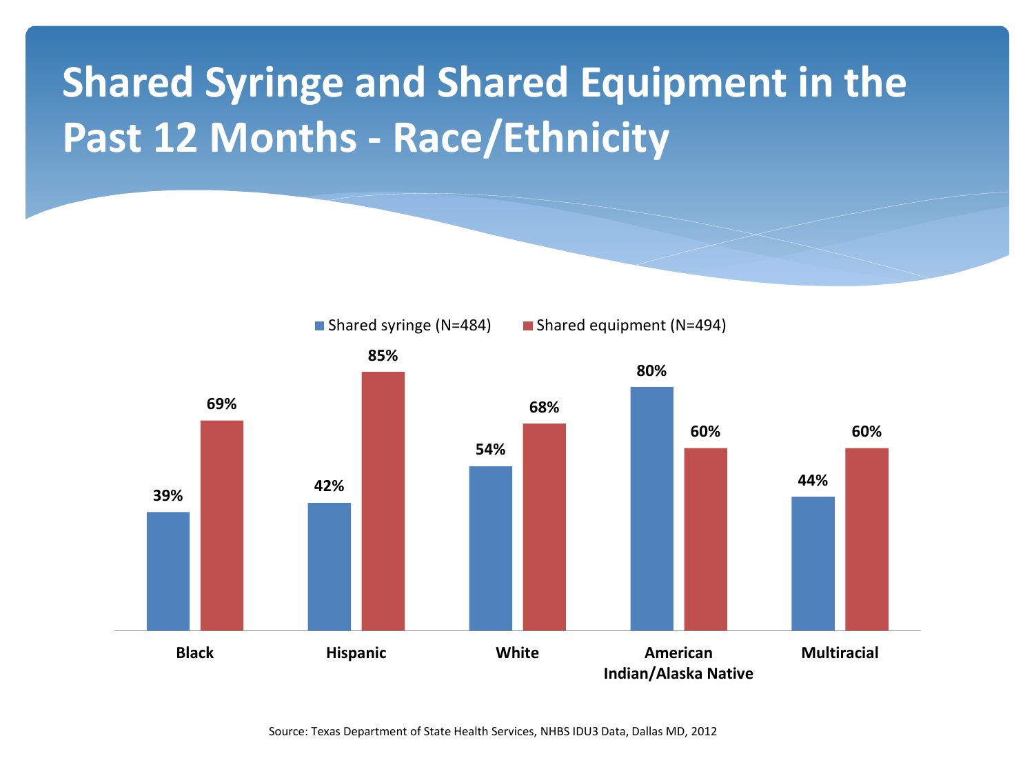# Shared Syringe and Shared Equipment in the Past 12 Months - Race/Ethnicity

| | Shared syringe (N=484) | Shared equipment (N=494) |
|---|---|---|
| Black | 39% | 69% |
| Hispanic | 42% | 85% |
| White | 54% | 68% |
| American Indian/Alaska Native | 80% | 60% |
| Multiracial | 44% | 60% |

Source: Texas Department of State Health Services, NHBS IDU3 Data, Dallas MD, 2012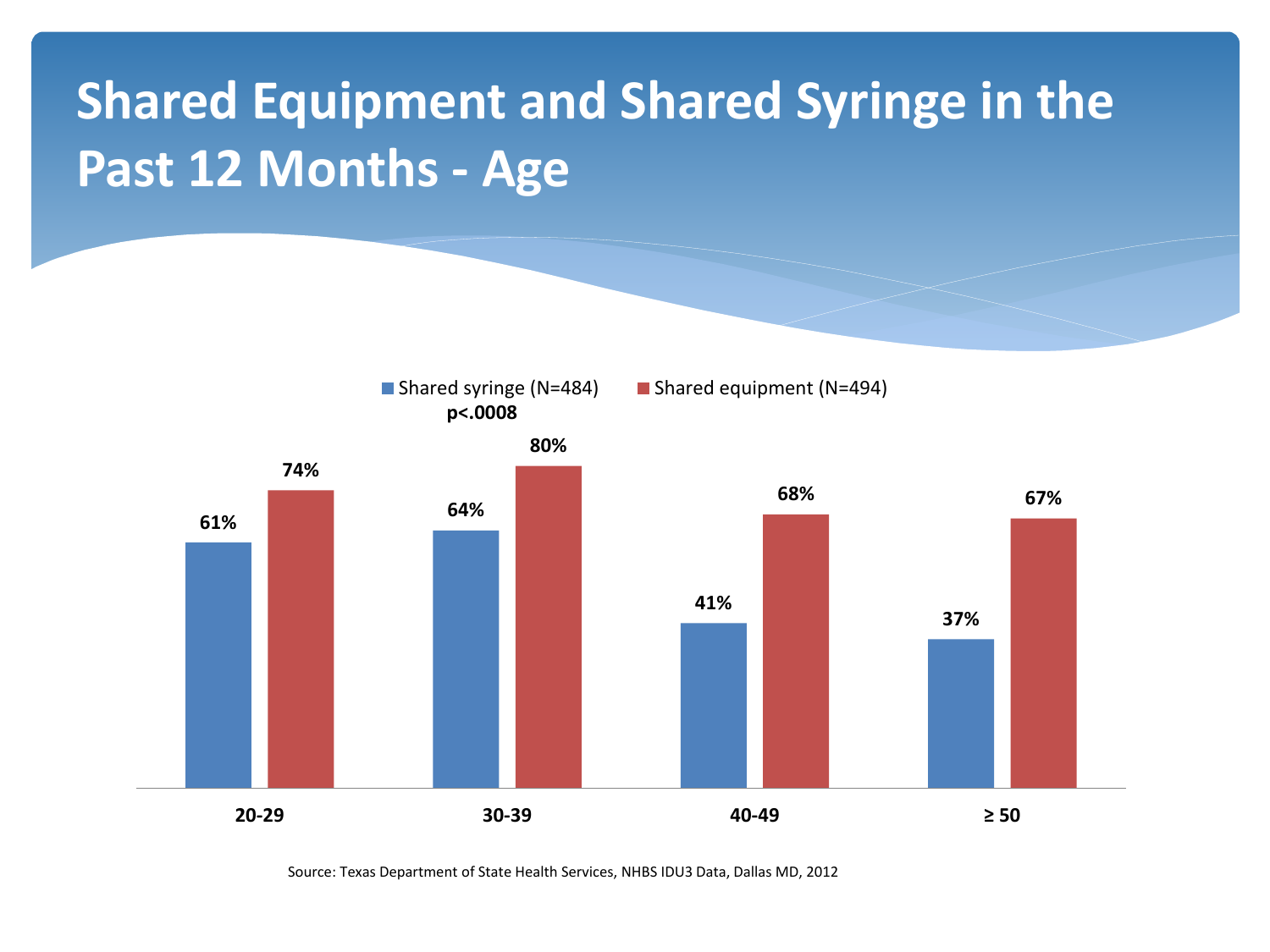# Shared Equipment and Shared Syringe in the Past 12 Months - Age

Shared syringe (N=484) &nbsp;&nbsp; Shared equipment (N=494)

**$p < .0008$**

| Age | Shared syringe (N=484) | Shared equipment (N=494) |
| --- | --- | --- |
| **20-29** | **61%** | **74%** |
| **30-39** | **64%** | **80%** |
| **40-49** | **41%** | **68%** |
| **≥ 50** | **37%** | **67%** |

Source: Texas Department of State Health Services, NHBS IDU3 Data, Dallas MD, 2012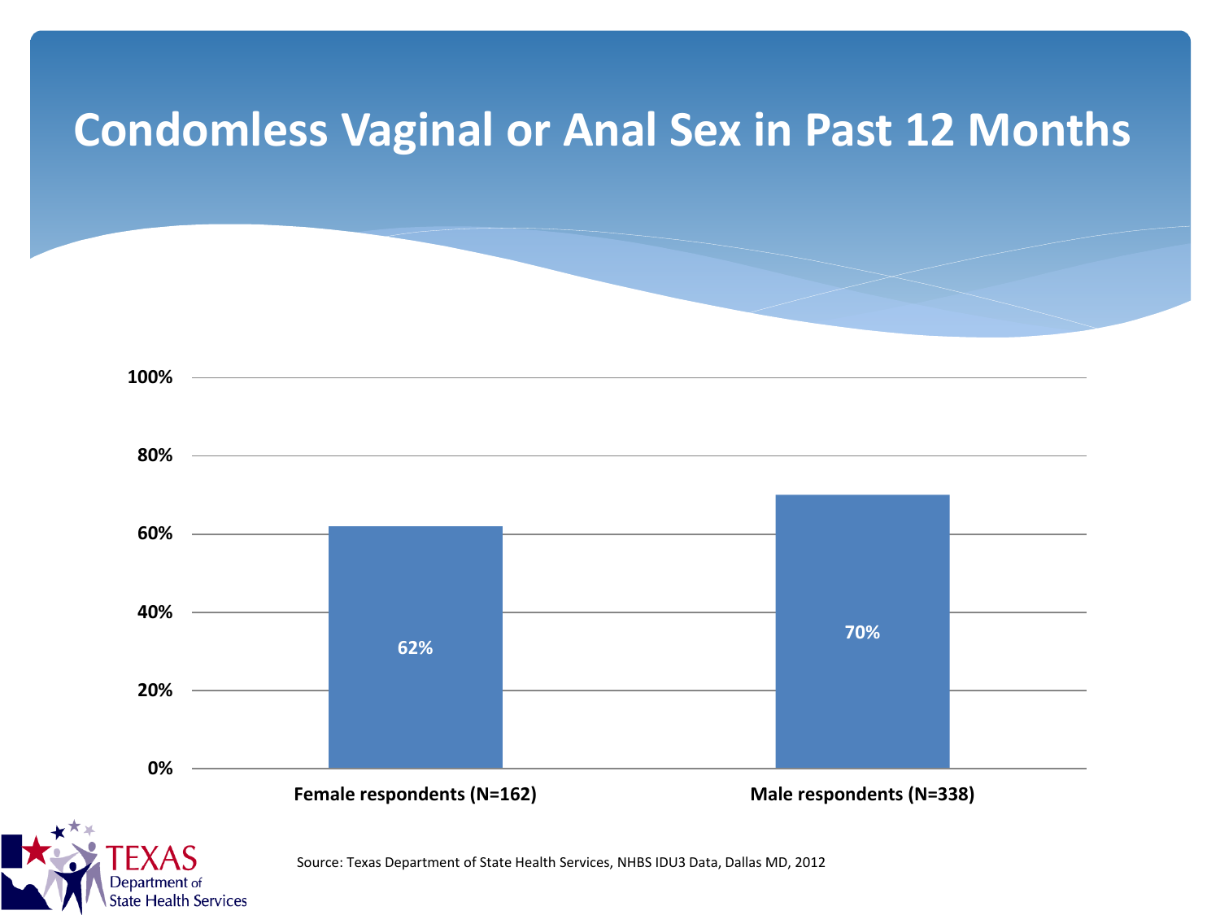# Condomless Vaginal or Anal Sex in Past 12 Months

| | Percentage |
|---|---|
| Female respondents (N=162) | 62% |
| Male respondents (N=338) | 70% |

Source: Texas Department of State Health Services, NHBS IDU3 Data, Dallas MD, 2012

TEXAS Department of State Health Services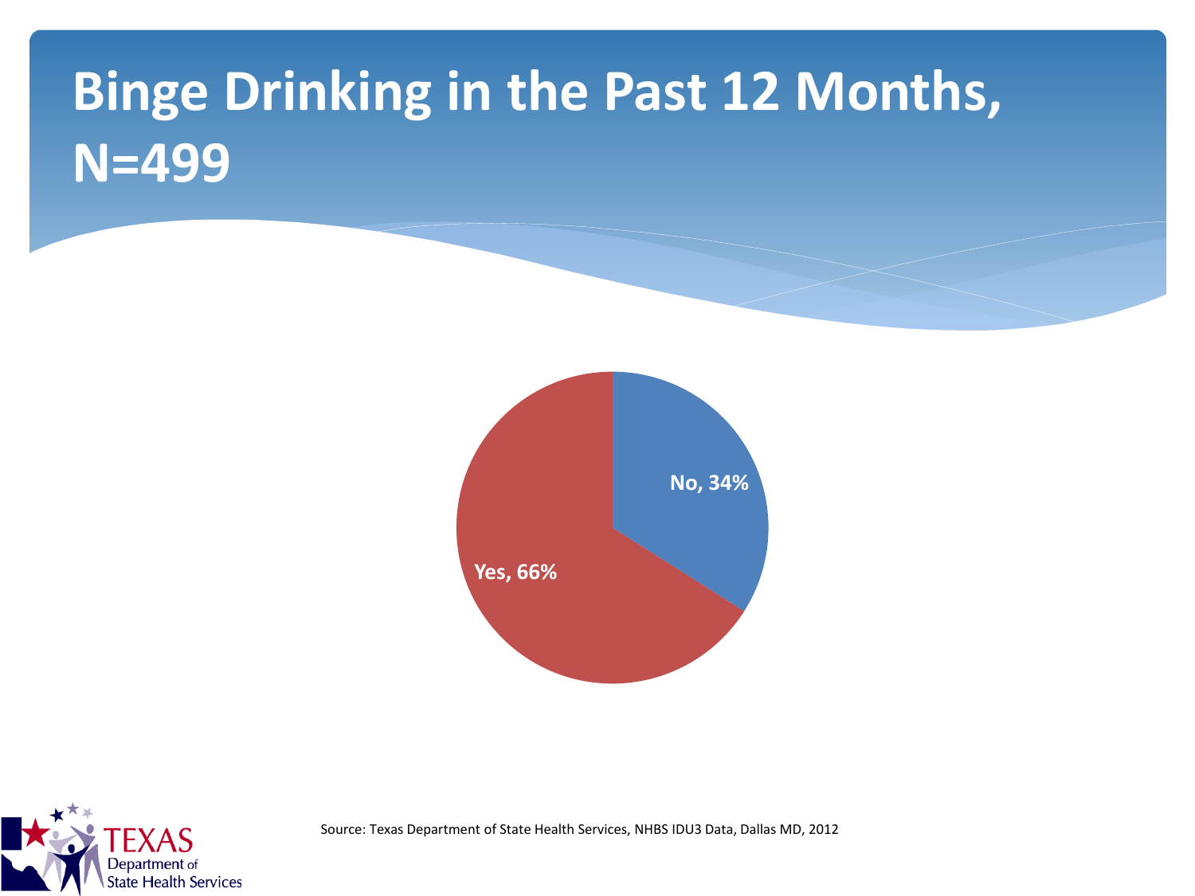# Binge Drinking in the Past 12 Months, N=499

No, 34%

Yes, 66%

Source: Texas Department of State Health Services, NHBS IDU3 Data, Dallas MD, 2012

TEXAS Department of State Health Services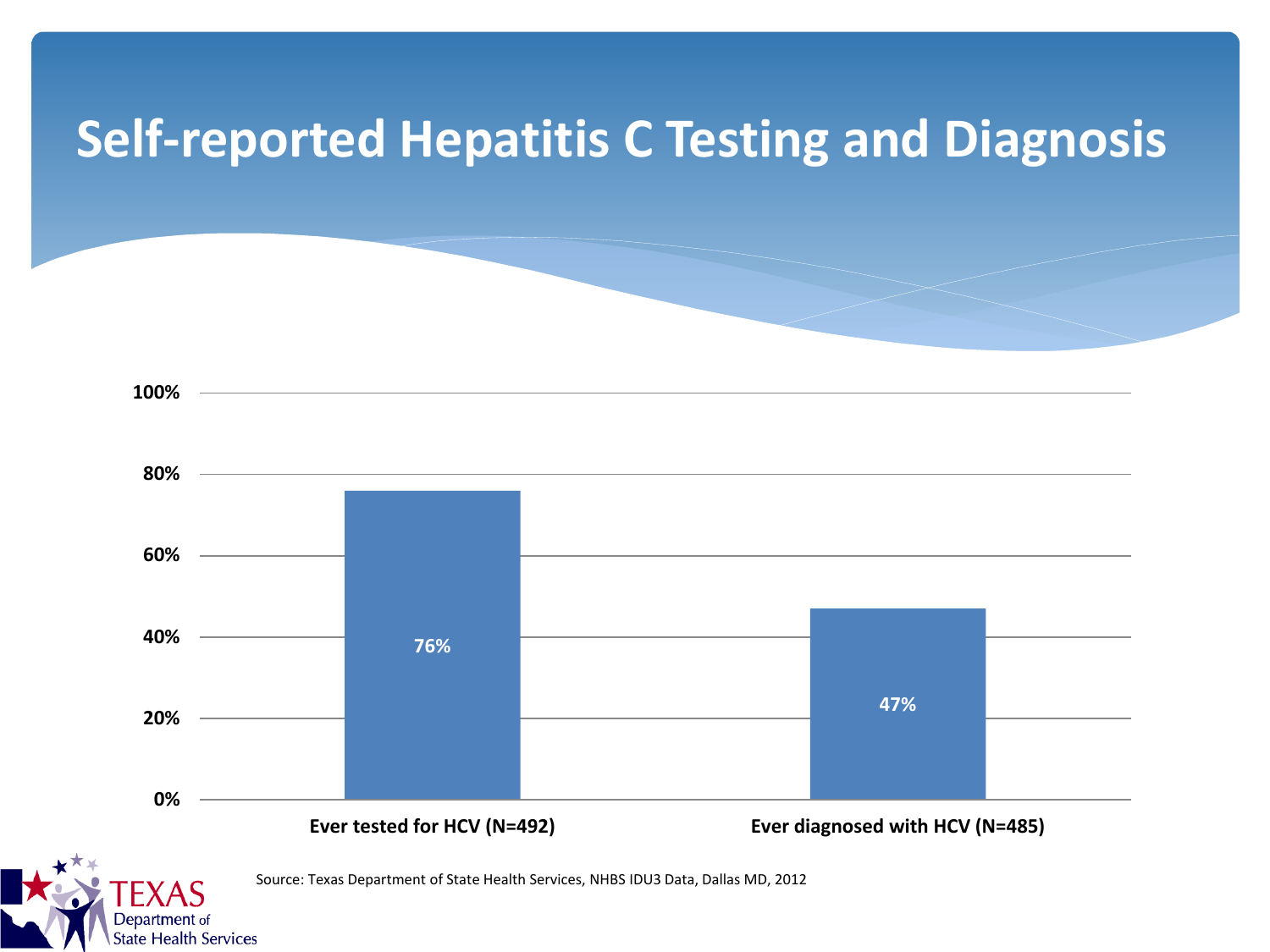# Self-reported Hepatitis C Testing and Diagnosis

| | Percent |
|---|---|
| Ever tested for HCV (N=492) | 76% |
| Ever diagnosed with HCV (N=485) | 47% |

Source: Texas Department of State Health Services, NHBS IDU3 Data, Dallas MD, 2012

TEXAS Department of State Health Services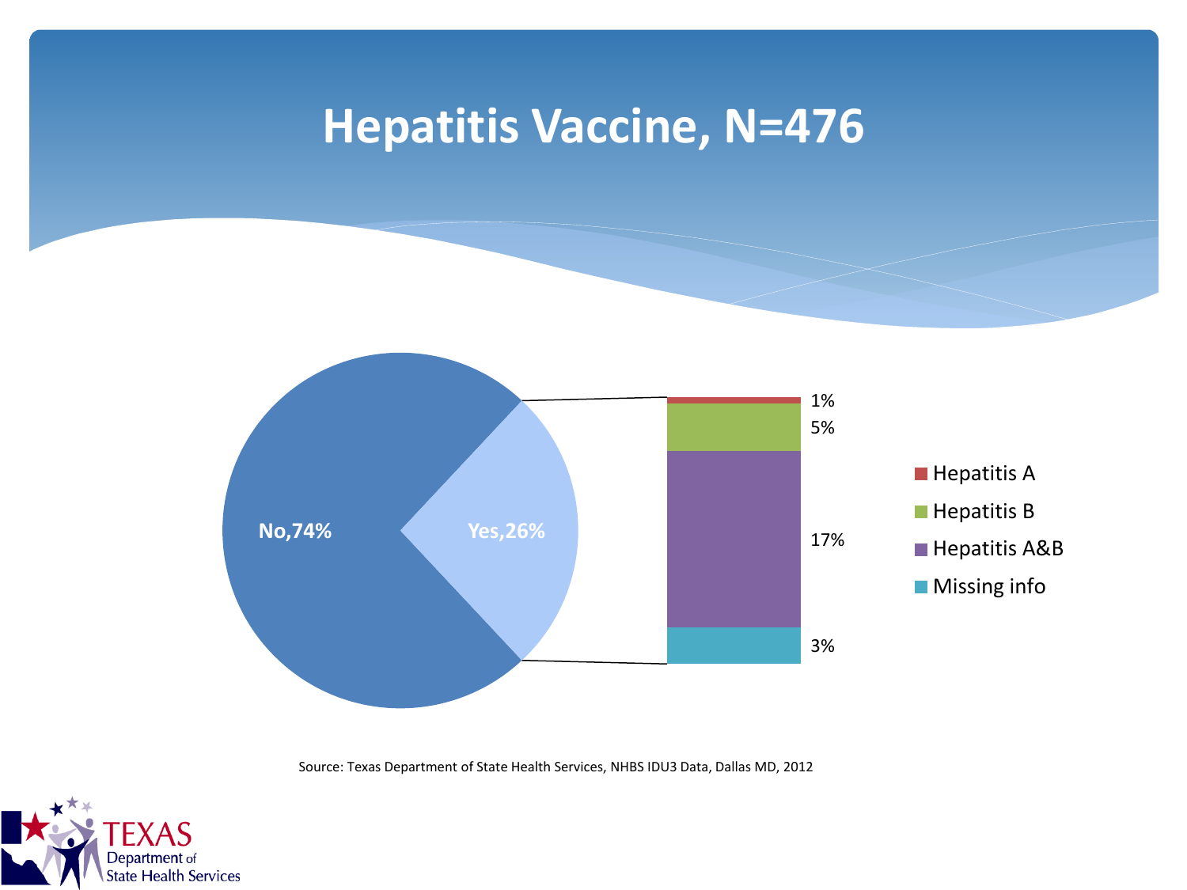# Hepatitis Vaccine, N=476

No,74%

Yes,26%

| Category | Percentage |
|---|---|
| Hepatitis A | 1% |
| Hepatitis B | 5% |
| Hepatitis A&B | 17% |
| Missing info | 3% |

Source: Texas Department of State Health Services, NHBS IDU3 Data, Dallas MD, 2012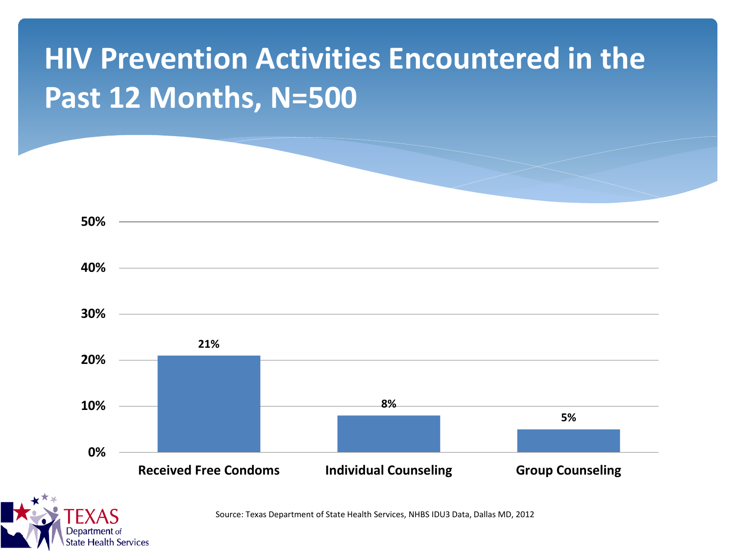# HIV Prevention Activities Encountered in the Past 12 Months, N=500

| Activity | Percent |
|---|---|
| Received Free Condoms | 21% |
| Individual Counseling | 8% |
| Group Counseling | 5% |

Source: Texas Department of State Health Services, NHBS IDU3 Data, Dallas MD, 2012

TEXAS Department of State Health Services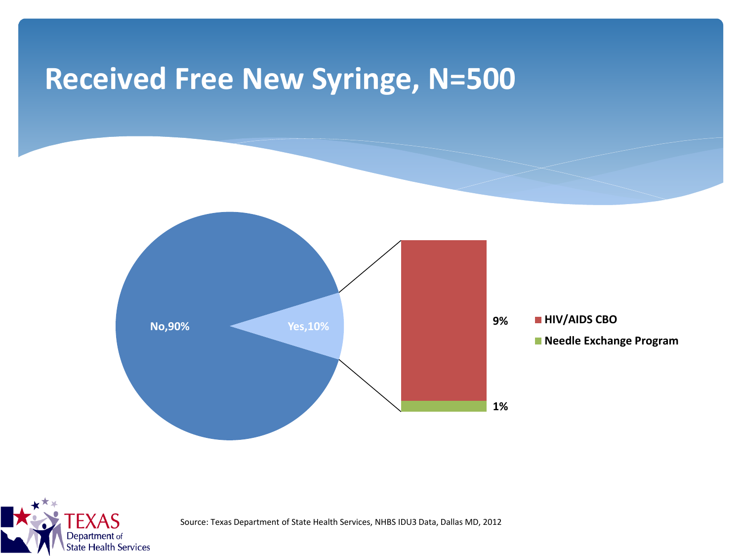# Received Free New Syringe, N=500

No,90%

Yes,10%

9%

1%

HIV/AIDS CBO

Needle Exchange Program

Source: Texas Department of State Health Services, NHBS IDU3 Data, Dallas MD, 2012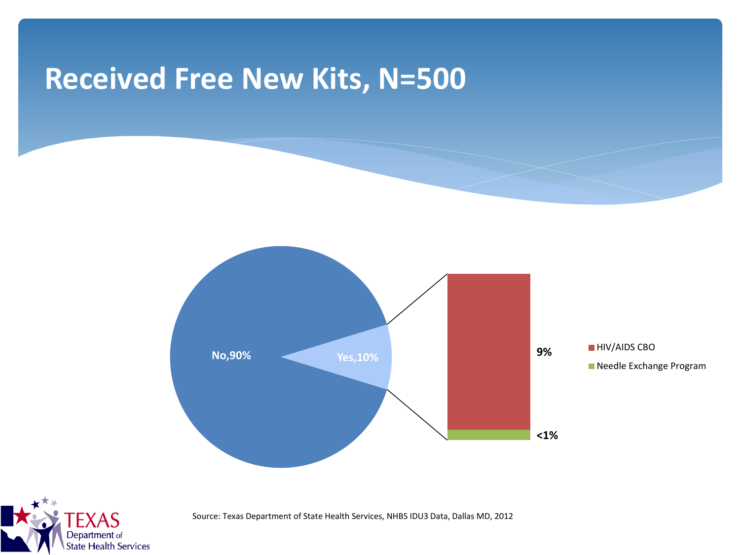# Received Free New Kits, N=500

No,90%

Yes,10%

9%

<1%

HIV/AIDS CBO

Needle Exchange Program

Source: Texas Department of State Health Services, NHBS IDU3 Data, Dallas MD, 2012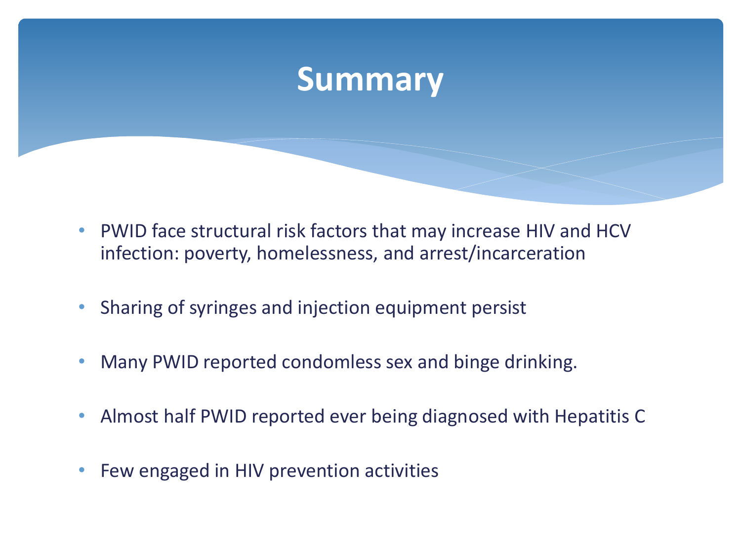# Summary

- PWID face structural risk factors that may increase HIV and HCV infection: poverty, homelessness, and arrest/incarceration
- Sharing of syringes and injection equipment persist
- Many PWID reported condomless sex and binge drinking.
- Almost half PWID reported ever being diagnosed with Hepatitis C
- Few engaged in HIV prevention activities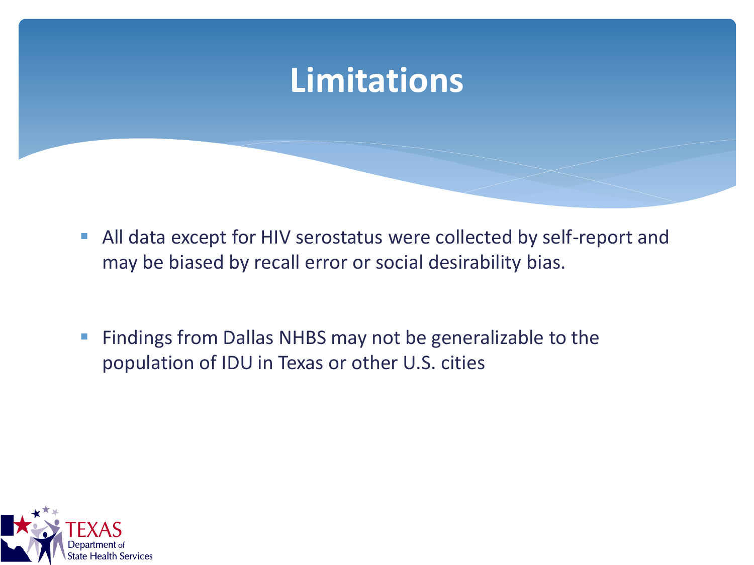# Limitations

- All data except for HIV serostatus were collected by self-report and may be biased by recall error or social desirability bias.

- Findings from Dallas NHBS may not be generalizable to the population of IDU in Texas or other U.S. cities

TEXAS Department of State Health Services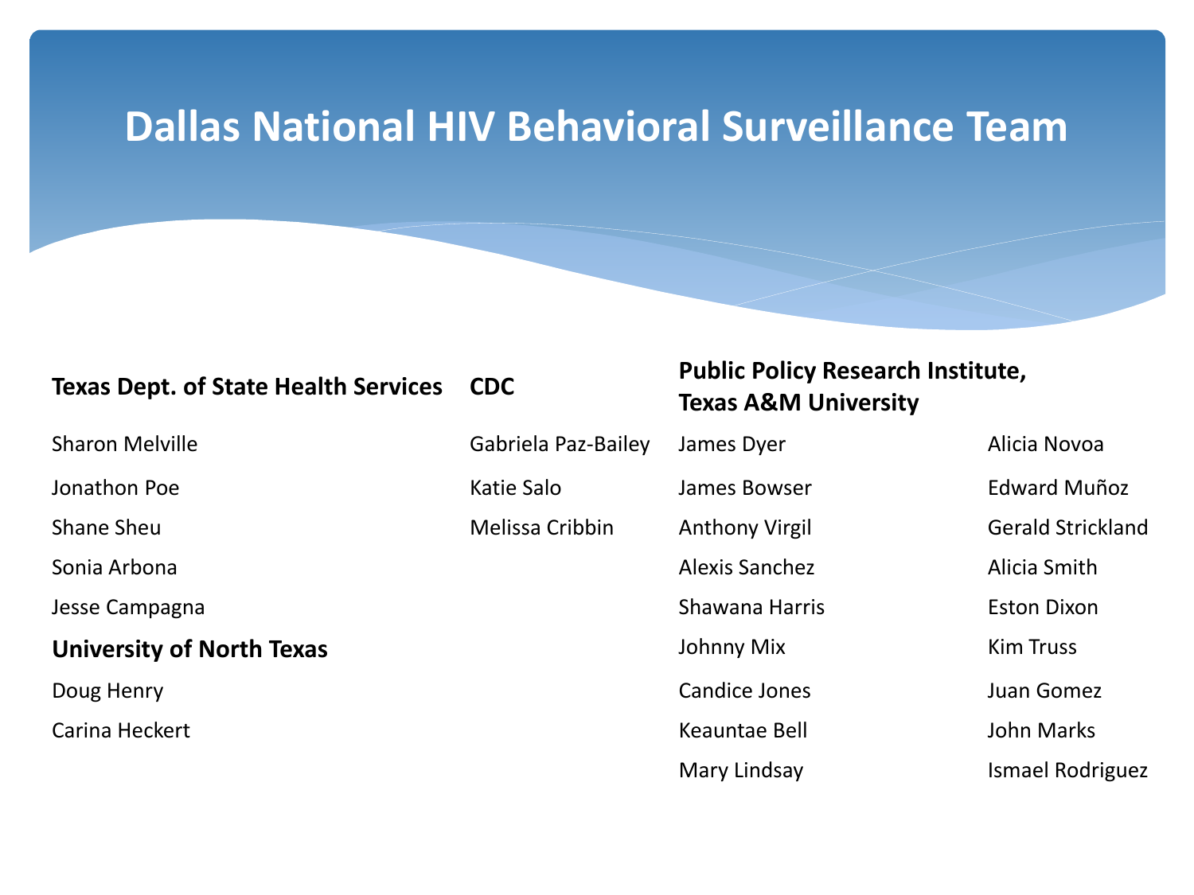# Dallas National HIV Behavioral Surveillance Team

**Texas Dept. of State Health Services**

Sharon Melville

Jonathon Poe

Shane Sheu

Sonia Arbona

Jesse Campagna

**University of North Texas**

Doug Henry

Carina Heckert

**CDC**

Gabriela Paz-Bailey

Katie Salo

Melissa Cribbin

**Public Policy Research Institute, Texas A&M University**

James Dyer

James Bowser

Anthony Virgil

Alexis Sanchez

Shawana Harris

Johnny Mix

Candice Jones

Keauntae Bell

Mary Lindsay

Alicia Novoa

Edward Muñoz

Gerald Strickland

Alicia Smith

Eston Dixon

Kim Truss

Juan Gomez

John Marks

Ismael Rodriguez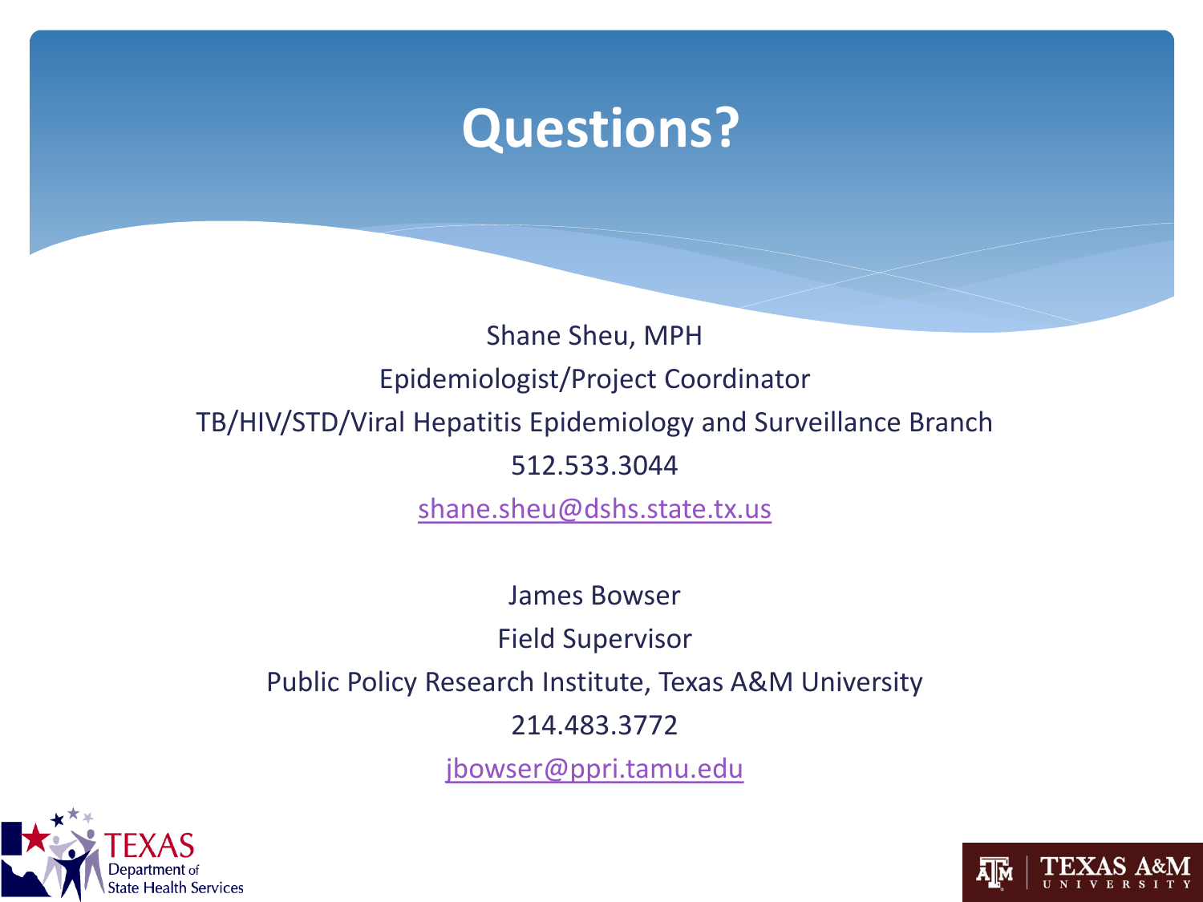# Questions?

Shane Sheu, MPH

Epidemiologist/Project Coordinator

TB/HIV/STD/Viral Hepatitis Epidemiology and Surveillance Branch

512.533.3044

shane.sheu@dshs.state.tx.us

James Bowser

Field Supervisor

Public Policy Research Institute, Texas A&M University

214.483.3772

jbowser@ppri.tamu.edu

TEXAS Department of State Health Services

TEXAS A&M UNIVERSITY